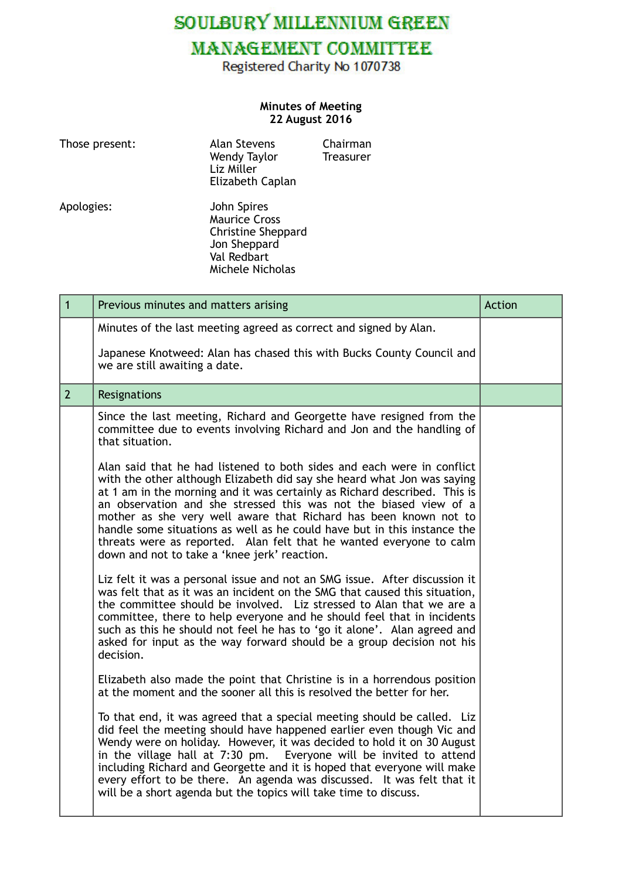# SOULBURY MILLENNIUM GREEN MANAGEMENT COMMITTEE

Registered Charity No 1070738

**Minutes of Meeting**
**22 August 2016**

| | | |
|---|---|---|
| Those present: | Alan Stevens | Chairman |
| | Wendy Taylor | Treasurer |
| | Liz Miller | |
| | Elizabeth Caplan | |
| Apologies: | John Spires | |
| | Maurice Cross | |
| | Christine Sheppard | |
| | Jon Sheppard | |
| | Val Redbart | |
| | Michele Nicholas | |

| 1 | Previous minutes and matters arising | Action |
|---|---|---|
| | Minutes of the last meeting agreed as correct and signed by Alan.<br><br>Japanese Knotweed: Alan has chased this with Bucks County Council and we are still awaiting a date. | |
| 2 | Resignations | |
| | Since the last meeting, Richard and Georgette have resigned from the committee due to events involving Richard and Jon and the handling of that situation.<br><br>Alan said that he had listened to both sides and each were in conflict with the other although Elizabeth did say she heard what Jon was saying at 1 am in the morning and it was certainly as Richard described. This is an observation and she stressed this was not the biased view of a mother as she very well aware that Richard has been known not to handle some situations as well as he could have but in this instance the threats were as reported. Alan felt that he wanted everyone to calm down and not to take a 'knee jerk' reaction.<br><br>Liz felt it was a personal issue and not an SMG issue. After discussion it was felt that as it was an incident on the SMG that caused this situation, the committee should be involved. Liz stressed to Alan that we are a committee, there to help everyone and he should feel that in incidents such as this he should not feel he has to 'go it alone'. Alan agreed and asked for input as the way forward should be a group decision not his decision.<br><br>Elizabeth also made the point that Christine is in a horrendous position at the moment and the sooner all this is resolved the better for her.<br><br>To that end, it was agreed that a special meeting should be called. Liz did feel the meeting should have happened earlier even though Vic and Wendy were on holiday. However, it was decided to hold it on 30 August in the village hall at 7:30 pm. Everyone will be invited to attend including Richard and Georgette and it is hoped that everyone will make every effort to be there. An agenda was discussed. It was felt that it will be a short agenda but the topics will take time to discuss. | |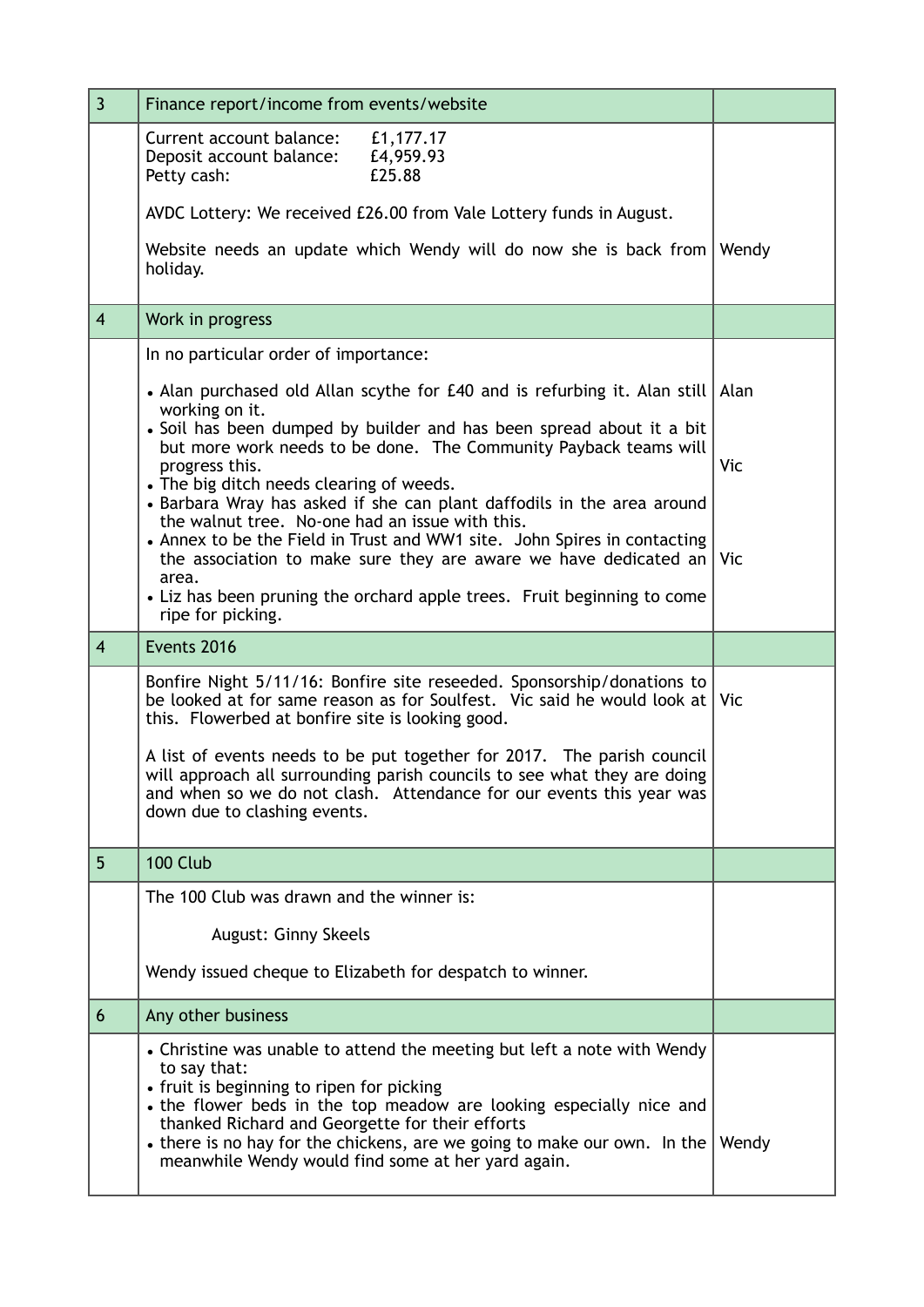| | | |
|---|---|---|
| 3 | Finance report/income from events/website | |
| | Current account balance: £1,177.17<br>Deposit account balance: £4,959.93<br>Petty cash: £25.88<br><br>AVDC Lottery: We received £26.00 from Vale Lottery funds in August.<br><br>Website needs an update which Wendy will do now she is back from holiday. | Wendy |
| 4 | Work in progress | |
| | In no particular order of importance:<br><br>• Alan purchased old Allan scythe for £40 and is refurbing it. Alan still working on it.<br>• Soil has been dumped by builder and has been spread about it a bit but more work needs to be done. The Community Payback teams will progress this.<br>• The big ditch needs clearing of weeds.<br>• Barbara Wray has asked if she can plant daffodils in the area around the walnut tree. No-one had an issue with this.<br>• Annex to be the Field in Trust and WW1 site. John Spires in contacting the association to make sure they are aware we have dedicated an area.<br>• Liz has been pruning the orchard apple trees. Fruit beginning to come ripe for picking. | Alan<br><br>Vic<br><br>Vic |
| 4 | Events 2016 | |
| | Bonfire Night 5/11/16: Bonfire site reseeded. Sponsorship/donations to be looked at for same reason as for Soulfest. Vic said he would look at this. Flowerbed at bonfire site is looking good.<br><br>A list of events needs to be put together for 2017. The parish council will approach all surrounding parish councils to see what they are doing and when so we do not clash. Attendance for our events this year was down due to clashing events. | Vic |
| 5 | 100 Club | |
| | The 100 Club was drawn and the winner is:<br><br>August: Ginny Skeels<br><br>Wendy issued cheque to Elizabeth for despatch to winner. | |
| 6 | Any other business | |
| | • Christine was unable to attend the meeting but left a note with Wendy to say that:<br>• fruit is beginning to ripen for picking<br>• the flower beds in the top meadow are looking especially nice and thanked Richard and Georgette for their efforts<br>• there is no hay for the chickens, are we going to make our own. In the meanwhile Wendy would find some at her yard again. | Wendy |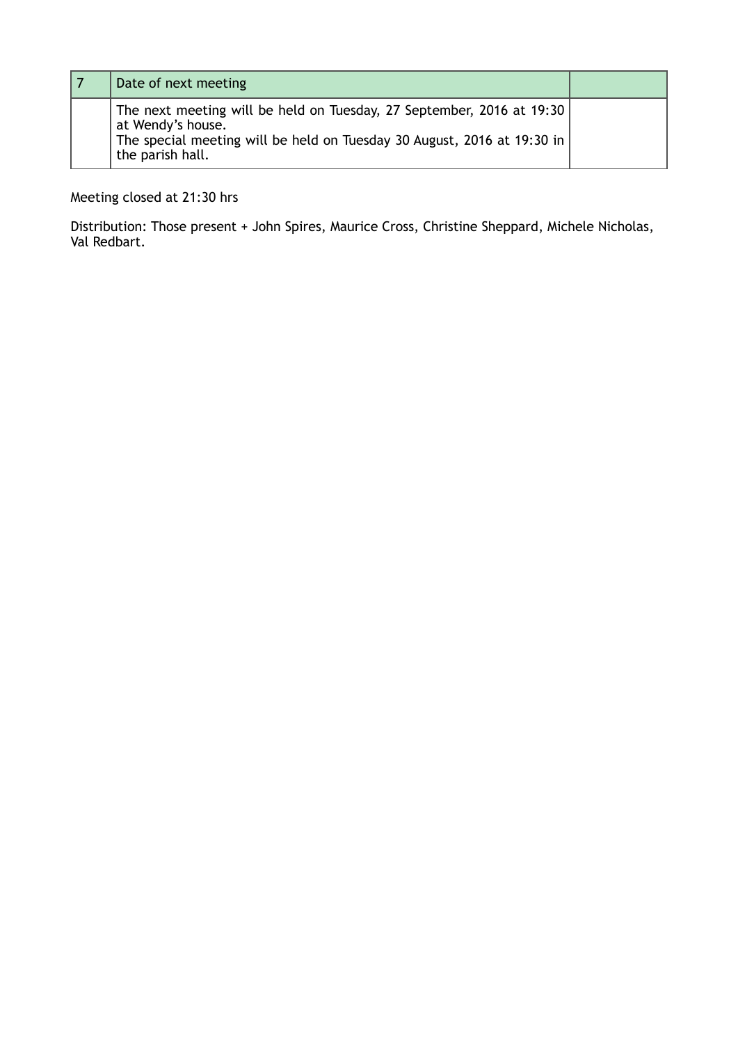| | | |
|---|---|---|
| 7 | Date of next meeting | |
| | The next meeting will be held on Tuesday, 27 September, 2016 at 19:30 at Wendy's house.<br>The special meeting will be held on Tuesday 30 August, 2016 at 19:30 in the parish hall. | |

Meeting closed at 21:30 hrs

Distribution: Those present + John Spires, Maurice Cross, Christine Sheppard, Michele Nicholas, Val Redbart.